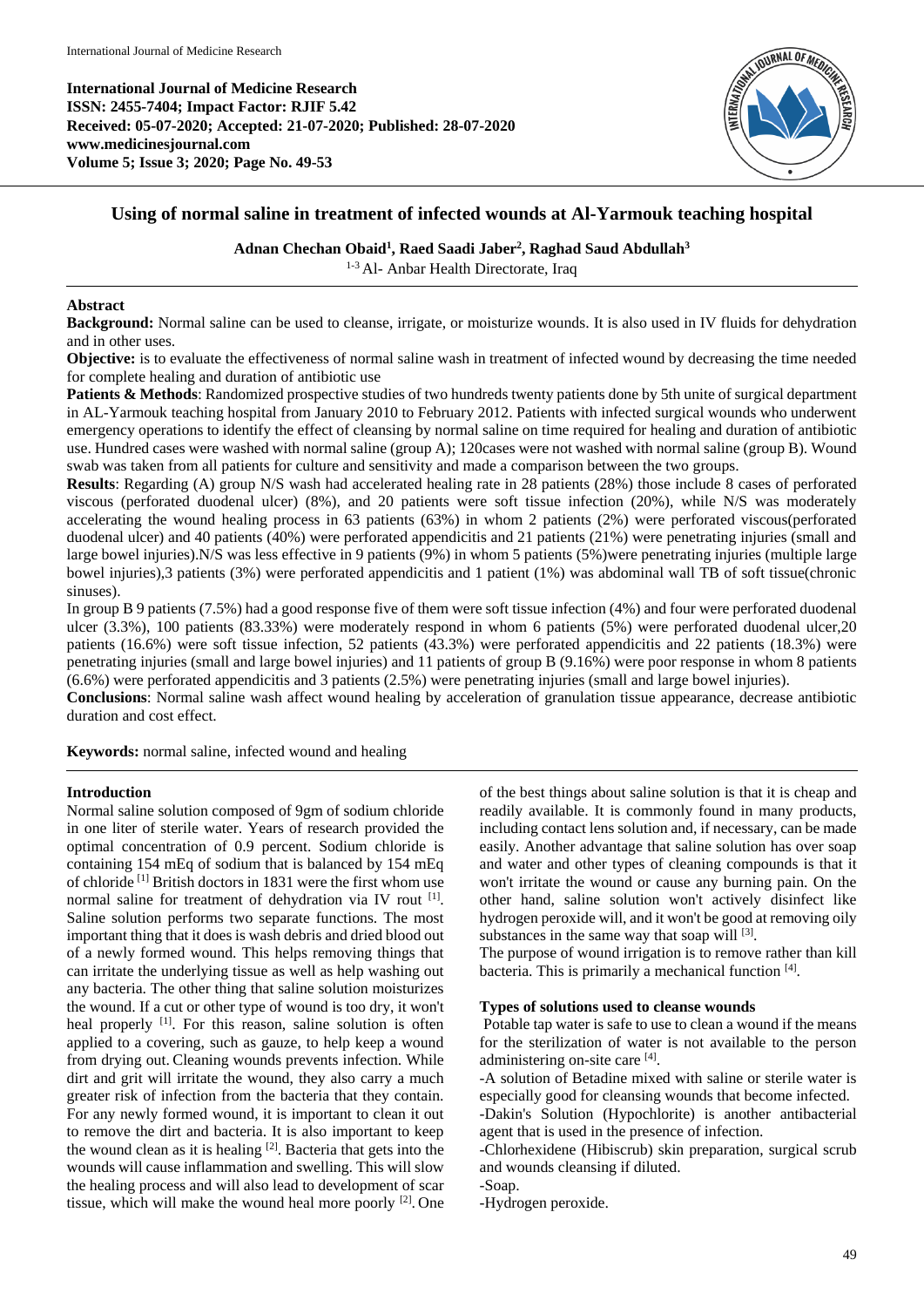**International Journal of Medicine Research**
**ISSN: 2455-7404; Impact Factor: RJIF 5.42**
**Received: 05-07-2020; Accepted: 21-07-2020; Published: 28-07-2020**
**www.medicinesjournal.com**
**Volume 5; Issue 3; 2020; Page No. 49-53**

# Using of normal saline in treatment of infected wounds at Al-Yarmouk teaching hospital

**Adnan Chechan Obaid[1], Raed Saadi Jaber[2], Raghad Saud Abdullah[3]**

[1-3] Al- Anbar Health Directorate, Iraq

---

**Abstract**

**Background:** Normal saline can be used to cleanse, irrigate, or moisturize wounds. It is also used in IV fluids for dehydration and in other uses.

**Objective:** is to evaluate the effectiveness of normal saline wash in treatment of infected wound by decreasing the time needed for complete healing and duration of antibiotic use

**Patients & Methods**: Randomized prospective studies of two hundreds twenty patients done by 5th unite of surgical department in AL-Yarmouk teaching hospital from January 2010 to February 2012. Patients with infected surgical wounds who underwent emergency operations to identify the effect of cleansing by normal saline on time required for healing and duration of antibiotic use. Hundred cases were washed with normal saline (group A); 120cases were not washed with normal saline (group B). Wound swab was taken from all patients for culture and sensitivity and made a comparison between the two groups.

**Results**: Regarding (A) group N/S wash had accelerated healing rate in 28 patients (28%) those include 8 cases of perforated viscous (perforated duodenal ulcer) (8%), and 20 patients were soft tissue infection (20%), while N/S was moderately accelerating the wound healing process in 63 patients (63%) in whom 2 patients (2%) were perforated viscous(perforated duodenal ulcer) and 40 patients (40%) were perforated appendicitis and 21 patients (21%) were penetrating injuries (small and large bowel injuries).N/S was less effective in 9 patients (9%) in whom 5 patients (5%)were penetrating injuries (multiple large bowel injuries),3 patients (3%) were perforated appendicitis and 1 patient (1%) was abdominal wall TB of soft tissue(chronic sinuses).

In group B 9 patients (7.5%) had a good response five of them were soft tissue infection (4%) and four were perforated duodenal ulcer (3.3%), 100 patients (83.33%) were moderately respond in whom 6 patients (5%) were perforated duodenal ulcer,20 patients (16.6%) were soft tissue infection, 52 patients (43.3%) were perforated appendicitis and 22 patients (18.3%) were penetrating injuries (small and large bowel injuries) and 11 patients of group B (9.16%) were poor response in whom 8 patients (6.6%) were perforated appendicitis and 3 patients (2.5%) were penetrating injuries (small and large bowel injuries).

**Conclusions**: Normal saline wash affect wound healing by acceleration of granulation tissue appearance, decrease antibiotic duration and cost effect.

**Keywords:** normal saline, infected wound and healing

---

## Introduction

Normal saline solution composed of 9gm of sodium chloride in one liter of sterile water. Years of research provided the optimal concentration of 0.9 percent. Sodium chloride is containing 154 mEq of sodium that is balanced by 154 mEq of chloride [1] British doctors in 1831 were the first whom use normal saline for treatment of dehydration via IV rout [1]. Saline solution performs two separate functions. The most important thing that it does is wash debris and dried blood out of a newly formed wound. This helps removing things that can irritate the underlying tissue as well as help washing out any bacteria. The other thing that saline solution moisturizes the wound. If a cut or other type of wound is too dry, it won't heal properly [1]. For this reason, saline solution is often applied to a covering, such as gauze, to help keep a wound from drying out. Cleaning wounds prevents infection. While dirt and grit will irritate the wound, they also carry a much greater risk of infection from the bacteria that they contain. For any newly formed wound, it is important to clean it out to remove the dirt and bacteria. It is also important to keep the wound clean as it is healing [2]. Bacteria that gets into the wounds will cause inflammation and swelling. This will slow the healing process and will also lead to development of scar tissue, which will make the wound heal more poorly [2]. One of the best things about saline solution is that it is cheap and readily available. It is commonly found in many products, including contact lens solution and, if necessary, can be made easily. Another advantage that saline solution has over soap and water and other types of cleaning compounds is that it won't irritate the wound or cause any burning pain. On the other hand, saline solution won't actively disinfect like hydrogen peroxide will, and it won't be good at removing oily substances in the same way that soap will [3].

The purpose of wound irrigation is to remove rather than kill bacteria. This is primarily a mechanical function [4].

### Types of solutions used to cleanse wounds

Potable tap water is safe to use to clean a wound if the means for the sterilization of water is not available to the person administering on-site care [4].

-A solution of Betadine mixed with saline or sterile water is especially good for cleansing wounds that become infected.

-Dakin's Solution (Hypochlorite) is another antibacterial agent that is used in the presence of infection.

-Chlorhexidene (Hibiscrub) skin preparation, surgical scrub and wounds cleansing if diluted.

-Soap.

-Hydrogen peroxide.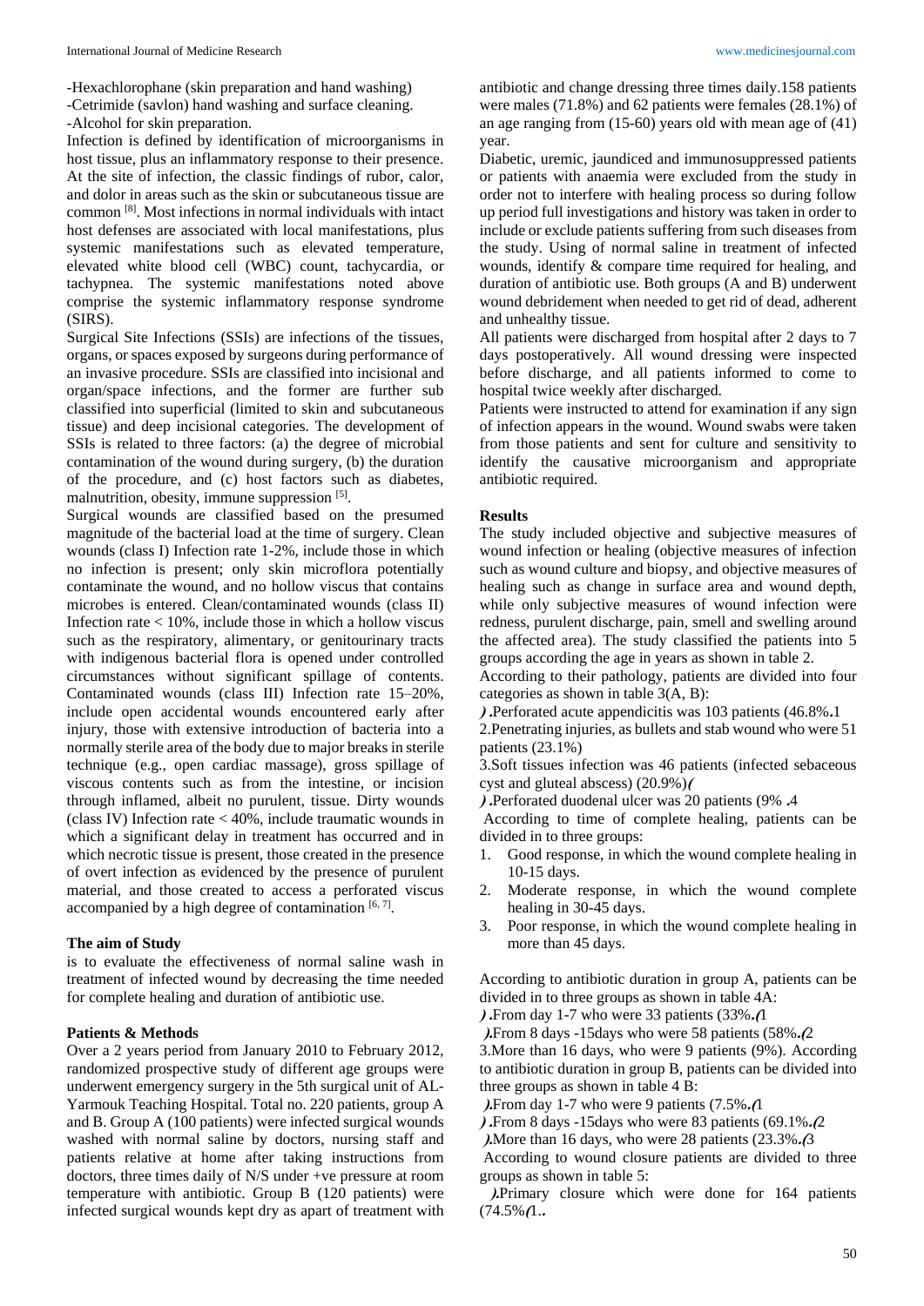-Hexachlorophane (skin preparation and hand washing)
-Cetrimide (savlon) hand washing and surface cleaning.
-Alcohol for skin preparation.

Infection is defined by identification of microorganisms in host tissue, plus an inflammatory response to their presence. At the site of infection, the classic findings of rubor, calor, and dolor in areas such as the skin or subcutaneous tissue are common [8]. Most infections in normal individuals with intact host defenses are associated with local manifestations, plus systemic manifestations such as elevated temperature, elevated white blood cell (WBC) count, tachycardia, or tachypnea. The systemic manifestations noted above comprise the systemic inflammatory response syndrome (SIRS).

Surgical Site Infections (SSIs) are infections of the tissues, organs, or spaces exposed by surgeons during performance of an invasive procedure. SSIs are classified into incisional and organ/space infections, and the former are further sub classified into superficial (limited to skin and subcutaneous tissue) and deep incisional categories. The development of SSIs is related to three factors: (a) the degree of microbial contamination of the wound during surgery, (b) the duration of the procedure, and (c) host factors such as diabetes, malnutrition, obesity, immune suppression [5].

Surgical wounds are classified based on the presumed magnitude of the bacterial load at the time of surgery. Clean wounds (class I) Infection rate 1-2%, include those in which no infection is present; only skin microflora potentially contaminate the wound, and no hollow viscus that contains microbes is entered. Clean/contaminated wounds (class II) Infection rate < 10%, include those in which a hollow viscus such as the respiratory, alimentary, or genitourinary tracts with indigenous bacterial flora is opened under controlled circumstances without significant spillage of contents. Contaminated wounds (class III) Infection rate 15–20%, include open accidental wounds encountered early after injury, those with extensive introduction of bacteria into a normally sterile area of the body due to major breaks in sterile technique (e.g., open cardiac massage), gross spillage of viscous contents such as from the intestine, or incision through inflamed, albeit no purulent, tissue. Dirty wounds (class IV) Infection rate < 40%, include traumatic wounds in which a significant delay in treatment has occurred and in which necrotic tissue is present, those created in the presence of overt infection as evidenced by the presence of purulent material, and those created to access a perforated viscus accompanied by a high degree of contamination [6, 7].

### The aim of Study

is to evaluate the effectiveness of normal saline wash in treatment of infected wound by decreasing the time needed for complete healing and duration of antibiotic use.

### Patients & Methods

Over a 2 years period from January 2010 to February 2012, randomized prospective study of different age groups were underwent emergency surgery in the 5th surgical unit of AL-Yarmouk Teaching Hospital. Total no. 220 patients, group A and B. Group A (100 patients) were infected surgical wounds washed with normal saline by doctors, nursing staff and patients relative at home after taking instructions from doctors, three times daily of N/S under +ve pressure at room temperature with antibiotic. Group B (120 patients) were infected surgical wounds kept dry as apart of treatment with antibiotic and change dressing three times daily.158 patients were males (71.8%) and 62 patients were females (28.1%) of an age ranging from (15-60) years old with mean age of (41) year.

Diabetic, uremic, jaundiced and immunosuppressed patients or patients with anaemia were excluded from the study in order not to interfere with healing process so during follow up period full investigations and history was taken in order to include or exclude patients suffering from such diseases from the study. Using of normal saline in treatment of infected wounds, identify & compare time required for healing, and duration of antibiotic use. Both groups (A and B) underwent wound debridement when needed to get rid of dead, adherent and unhealthy tissue.

All patients were discharged from hospital after 2 days to 7 days postoperatively. All wound dressing were inspected before discharge, and all patients informed to come to hospital twice weekly after discharged.

Patients were instructed to attend for examination if any sign of infection appears in the wound. Wound swabs were taken from those patients and sent for culture and sensitivity to identify the causative microorganism and appropriate antibiotic required.

### Results

The study included objective and subjective measures of wound infection or healing (objective measures of infection such as wound culture and biopsy, and objective measures of healing such as change in surface area and wound depth, while only subjective measures of wound infection were redness, purulent discharge, pain, smell and swelling around the affected area). The study classified the patients into 5 groups according the age in years as shown in table 2.

According to their pathology, patients are divided into four categories as shown in table 3(A, B):

1. Perforated acute appendicitis was 103 patients (46.8%).
2. Penetrating injuries, as bullets and stab wound who were 51 patients (23.1%)
3. Soft tissues infection was 46 patients (infected sebaceous cyst and gluteal abscess) (20.9%)
4. Perforated duodenal ulcer was 20 patients (9%).

According to time of complete healing, patients can be divided in to three groups:

1. Good response, in which the wound complete healing in 10-15 days.
2. Moderate response, in which the wound complete healing in 30-45 days.
3. Poor response, in which the wound complete healing in more than 45 days.

According to antibiotic duration in group A, patients can be divided in to three groups as shown in table 4A:

1. From day 1-7 who were 33 patients (33%).
2. From 8 days -15days who were 58 patients (58%).
3. More than 16 days, who were 9 patients (9%). According to antibiotic duration in group B, patients can be divided into three groups as shown in table 4 B:

1. From day 1-7 who were 9 patients (7.5%).
2. From 8 days -15days who were 83 patients (69.1%).
3. More than 16 days, who were 28 patients (23.3%).

According to wound closure patients are divided to three groups as shown in table 5:

1. Primary closure which were done for 164 patients (74.5%).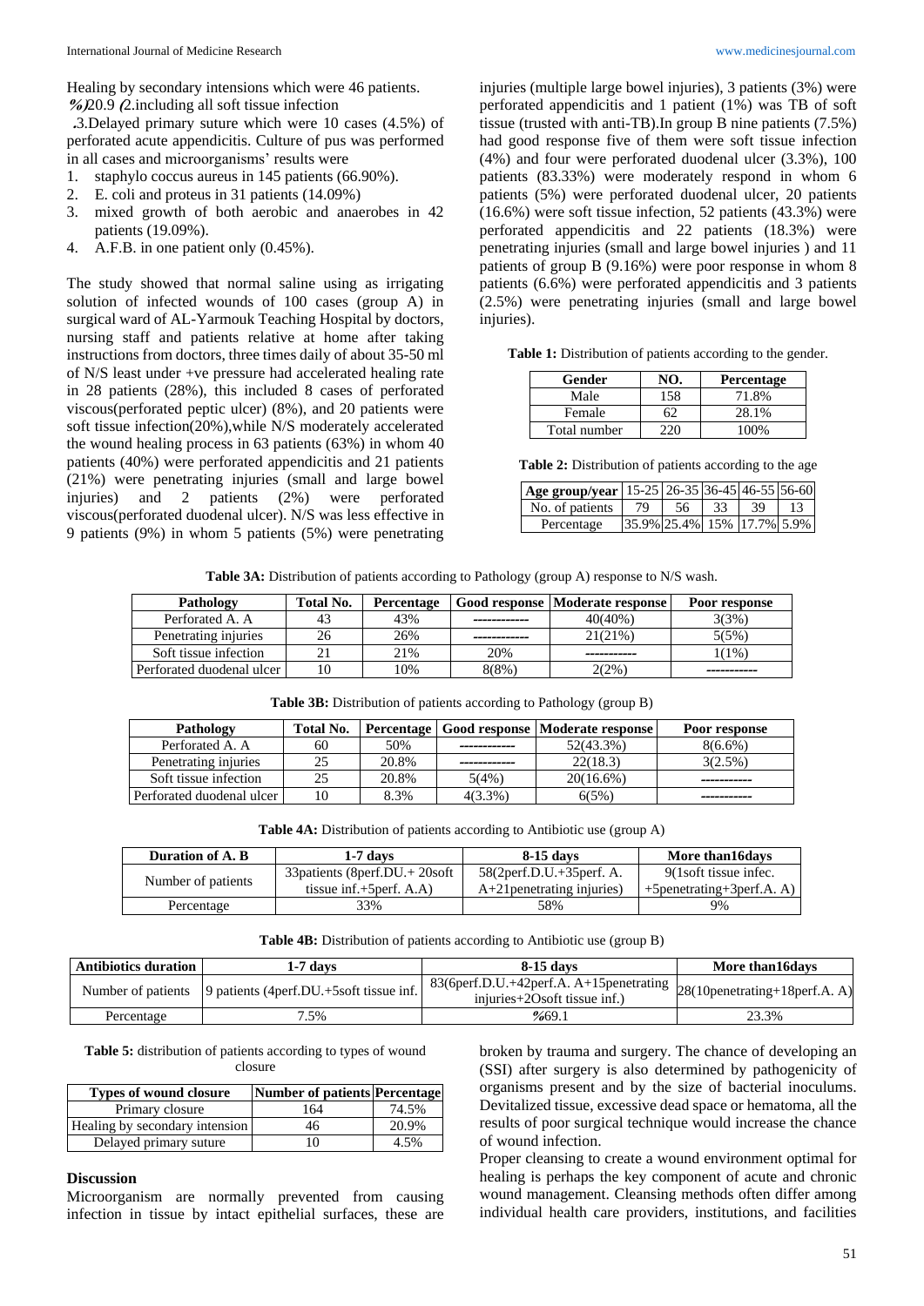Healing by secondary intensions which were 46 patients. %)20.9 (2.including all soft tissue infection

.3.Delayed primary suture which were 10 cases (4.5%) of perforated acute appendicitis. Culture of pus was performed in all cases and microorganisms' results were

1. staphylo coccus aureus in 145 patients (66.90%).
2. E. coli and proteus in 31 patients (14.09%)
3. mixed growth of both aerobic and anaerobes in 42 patients (19.09%).
4. A.F.B. in one patient only (0.45%).

The study showed that normal saline using as irrigating solution of infected wounds of 100 cases (group A) in surgical ward of AL-Yarmouk Teaching Hospital by doctors, nursing staff and patients relative at home after taking instructions from doctors, three times daily of about 35-50 ml of N/S least under +ve pressure had accelerated healing rate in 28 patients (28%), this included 8 cases of perforated viscous(perforated peptic ulcer) (8%), and 20 patients were soft tissue infection(20%),while N/S moderately accelerated the wound healing process in 63 patients (63%) in whom 40 patients (40%) were perforated appendicitis and 21 patients (21%) were penetrating injuries (small and large bowel injuries) and 2 patients (2%) were perforated viscous(perforated duodenal ulcer). N/S was less effective in 9 patients (9%) in whom 5 patients (5%) were penetrating injuries (multiple large bowel injuries), 3 patients (3%) were perforated appendicitis and 1 patient (1%) was TB of soft tissue (trusted with anti-TB).In group B nine patients (7.5%) had good response five of them were soft tissue infection (4%) and four were perforated duodenal ulcer (3.3%), 100 patients (83.33%) were moderately respond in whom 6 patients (5%) were perforated duodenal ulcer, 20 patients (16.6%) were soft tissue infection, 52 patients (43.3%) were perforated appendicitis and 22 patients (18.3%) were penetrating injuries (small and large bowel injuries ) and 11 patients of group B (9.16%) were poor response in whom 8 patients (6.6%) were perforated appendicitis and 3 patients (2.5%) were penetrating injuries (small and large bowel injuries).

**Table 1:** Distribution of patients according to the gender.

| Gender | NO. | Percentage |
|---|---|---|
| Male | 158 | 71.8% |
| Female | 62 | 28.1% |
| Total number | 220 | 100% |

**Table 2:** Distribution of patients according to the age

| Age group/year | 15-25 | 26-35 | 36-45 | 46-55 | 56-60 |
|---|---|---|---|---|---|
| No. of patients | 79 | 56 | 33 | 39 | 13 |
| Percentage | 35.9% | 25.4% | 15% | 17.7% | 5.9% |

**Table 3A:** Distribution of patients according to Pathology (group A) response to N/S wash.

| Pathology | Total No. | Percentage | Good response | Moderate response | Poor response |
|---|---|---|---|---|---|
| Perforated A. A | 43 | 43% | ------------ | 40(40%) | 3(3%) |
| Penetrating injuries | 26 | 26% | ------------ | 21(21%) | 5(5%) |
| Soft tissue infection | 21 | 21% | 20% | ----------- | 1(1%) |
| Perforated duodenal ulcer | 10 | 10% | 8(8%) | 2(2%) | ----------- |

**Table 3B:** Distribution of patients according to Pathology (group B)

| Pathology | Total No. | Percentage | Good response | Moderate response | Poor response |
|---|---|---|---|---|---|
| Perforated A. A | 60 | 50% | ------------ | 52(43.3%) | 8(6.6%) |
| Penetrating injuries | 25 | 20.8% | ------------ | 22(18.3) | 3(2.5%) |
| Soft tissue infection | 25 | 20.8% | 5(4%) | 20(16.6%) | ----------- |
| Perforated duodenal ulcer | 10 | 8.3% | 4(3.3%) | 6(5%) | ----------- |

**Table 4A:** Distribution of patients according to Antibiotic use (group A)

| Duration of A. B | 1-7 days | 8-15 days | More than16days |
|---|---|---|---|
| Number of patients | 33patients (8perf.DU.+ 20soft tissue inf.+5perf. A.A) | 58(2perf.D.U.+35perf. A. A+21penetrating injuries) | 9(1soft tissue infec. +5penetrating+3perf.A. A) |
| Percentage | 33% | 58% | 9% |

**Table 4B:** Distribution of patients according to Antibiotic use (group B)

| Antibiotics duration | 1-7 days | 8-15 days | More than16days |
|---|---|---|---|
| Number of patients | 9 patients (4perf.DU.+5soft tissue inf. | 83(6perf.D.U.+42perf.A. A+15penetrating injuries+2Osoft tissue inf.) | 28(10penetrating+18perf.A. A) |
| Percentage | 7.5% | %69.1 | 23.3% |

**Table 5:** distribution of patients according to types of wound closure

| Types of wound closure | Number of patients | Percentage |
|---|---|---|
| Primary closure | 164 | 74.5% |
| Healing by secondary intension | 46 | 20.9% |
| Delayed primary suture | 10 | 4.5% |

## Discussion

Microorganism are normally prevented from causing infection in tissue by intact epithelial surfaces, these are broken by trauma and surgery. The chance of developing an (SSI) after surgery is also determined by pathogenicity of organisms present and by the size of bacterial inoculums. Devitalized tissue, excessive dead space or hematoma, all the results of poor surgical technique would increase the chance of wound infection.

Proper cleansing to create a wound environment optimal for healing is perhaps the key component of acute and chronic wound management. Cleansing methods often differ among individual health care providers, institutions, and facilities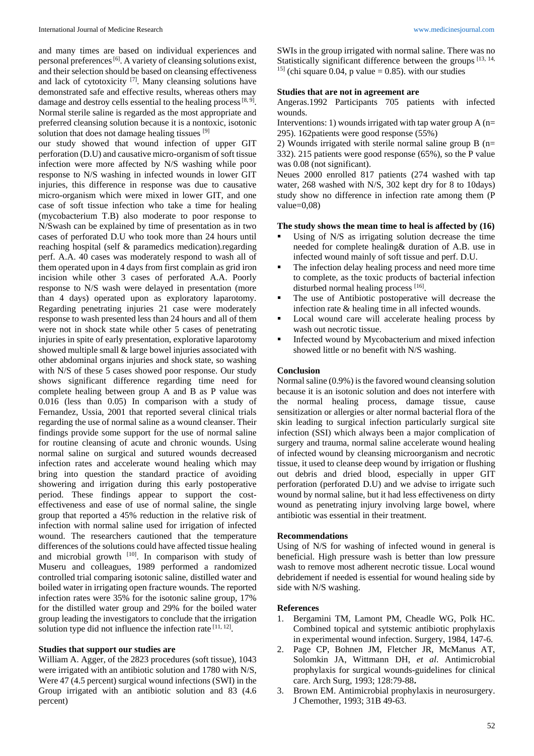and many times are based on individual experiences and personal preferences [6]. A variety of cleansing solutions exist, and their selection should be based on cleansing effectiveness and lack of cytotoxicity [7]. Many cleansing solutions have demonstrated safe and effective results, whereas others may damage and destroy cells essential to the healing process [8, 9]. Normal sterile saline is regarded as the most appropriate and preferred cleansing solution because it is a nontoxic, isotonic solution that does not damage healing tissues [9]

our study showed that wound infection of upper GIT perforation (D.U) and causative micro-organism of soft tissue infection were more affected by N/S washing while poor response to N/S washing in infected wounds in lower GIT injuries, this difference in response was due to causative micro-organism which were mixed in lower GIT, and one case of soft tissue infection who take a time for healing (mycobacterium T.B) also moderate to poor response to N/Swash can be explained by time of presentation as in two cases of perforated D.U who took more than 24 hours until reaching hospital (self & paramedics medication).regarding perf. A.A. 40 cases was moderately respond to wash all of them operated upon in 4 days from first complain as grid iron incision while other 3 cases of perforated A.A. Poorly response to N/S wash were delayed in presentation (more than 4 days) operated upon as exploratory laparotomy. Regarding penetrating injuries 21 case were moderately response to wash presented less than 24 hours and all of them were not in shock state while other 5 cases of penetrating injuries in spite of early presentation, explorative laparotomy showed multiple small & large bowel injuries associated with other abdominal organs injuries and shock state, so washing with N/S of these 5 cases showed poor response. Our study shows significant difference regarding time need for complete healing between group A and B as P value was 0.016 (less than 0.05) In comparison with a study of Fernandez, Ussia, 2001 that reported several clinical trials regarding the use of normal saline as a wound cleanser. Their findings provide some support for the use of normal saline for routine cleansing of acute and chronic wounds. Using normal saline on surgical and sutured wounds decreased infection rates and accelerate wound healing which may bring into question the standard practice of avoiding showering and irrigation during this early postoperative period. These findings appear to support the cost-effectiveness and ease of use of normal saline, the single group that reported a 45% reduction in the relative risk of infection with normal saline used for irrigation of infected wound. The researchers cautioned that the temperature differences of the solutions could have affected tissue healing and microbial growth [10]. In comparison with study of Museru and colleagues, 1989 performed a randomized controlled trial comparing isotonic saline, distilled water and boiled water in irrigating open fracture wounds. The reported infection rates were 35% for the isotonic saline group, 17% for the distilled water group and 29% for the boiled water group leading the investigators to conclude that the irrigation solution type did not influence the infection rate [11, 12].

**Studies that support our studies are**

William A. Agger, of the 2823 procedures (soft tissue), 1043 were irrigated with an antibiotic solution and 1780 with N/S, Were 47 (4.5 percent) surgical wound infections (SWI) in the Group irrigated with an antibiotic solution and 83 (4.6 percent) SWIs in the group irrigated with normal saline. There was no Statistically significant difference between the groups [13, 14, 15] (chi square 0.04, p value = 0.85). with our studies

**Studies that are not in agreement are**

Angeras.1992 Participants 705 patients with infected wounds.

Interventions: 1) wounds irrigated with tap water group A (n= 295). 162patients were good response (55%)

2) Wounds irrigated with sterile normal saline group B (n= 332). 215 patients were good response (65%), so the P value was 0.08 (not significant).

Neues 2000 enrolled 817 patients (274 washed with tap water, 268 washed with N/S, 302 kept dry for 8 to 10days) study show no difference in infection rate among them (P value=0,08)

**The study shows the mean time to heal is affected by (16)**

- Using of N/S as irrigating solution decrease the time needed for complete healing& duration of A.B. use in infected wound mainly of soft tissue and perf. D.U.
- The infection delay healing process and need more time to complete, as the toxic products of bacterial infection disturbed normal healing process [16].
- The use of Antibiotic postoperative will decrease the infection rate & healing time in all infected wounds.
- Local wound care will accelerate healing process by wash out necrotic tissue.
- Infected wound by Mycobacterium and mixed infection showed little or no benefit with N/S washing.

**Conclusion**

Normal saline (0.9%) is the favored wound cleansing solution because it is an isotonic solution and does not interfere with the normal healing process, damage tissue, cause sensitization or allergies or alter normal bacterial flora of the skin leading to surgical infection particularly surgical site infection (SSI) which always been a major complication of surgery and trauma, normal saline accelerate wound healing of infected wound by cleansing microorganism and necrotic tissue, it used to cleanse deep wound by irrigation or flushing out debris and dried blood, especially in upper GIT perforation (perforated D.U) and we advise to irrigate such wound by normal saline, but it had less effectiveness on dirty wound as penetrating injury involving large bowel, where antibiotic was essential in their treatment.

**Recommendations**

Using of N/S for washing of infected wound in general is beneficial. High pressure wash is better than low pressure wash to remove most adherent necrotic tissue. Local wound debridement if needed is essential for wound healing side by side with N/S washing.

**References**

1. Bergamini TM, Lamont PM, Cheadle WG, Polk HC. Combined topical and sytstemic antibiotic prophylaxis in experimental wound infection. Surgery, 1984, 147-6.
2. Page CP, Bohnen JM, Fletcher JR, McManus AT, Solomkin JA, Wittmann DH, *et al*. Antimicrobial prophylaxis for surgical wounds-guidelines for clinical care. Arch Surg, 1993; 128:79-88**.**
3. Brown EM. Antimicrobial prophylaxis in neurosurgery. J Chemother, 1993; 31B 49-63.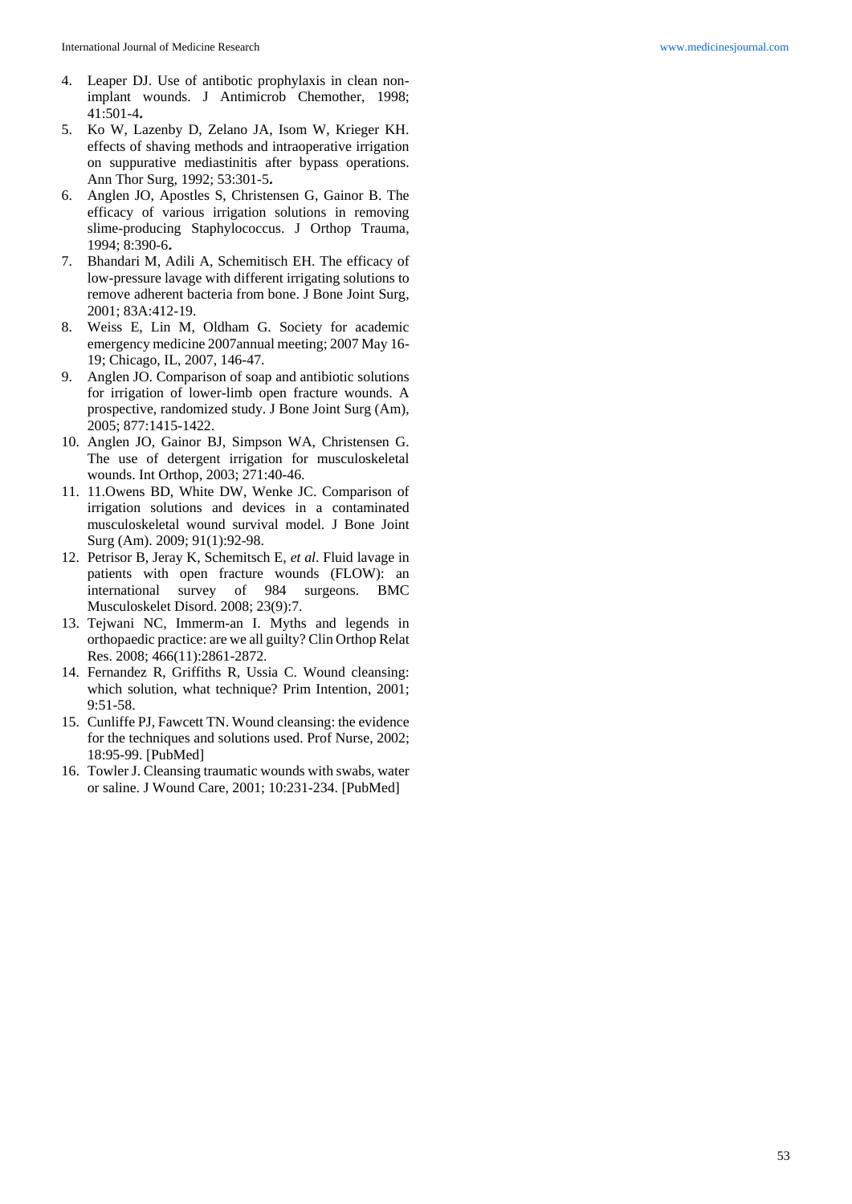4. Leaper DJ. Use of antibotic prophylaxis in clean non-implant wounds. J Antimicrob Chemother, 1998; 41:501-4**.**
5. Ko W, Lazenby D, Zelano JA, Isom W, Krieger KH. effects of shaving methods and intraoperative irrigation on suppurative mediastinitis after bypass operations. Ann Thor Surg, 1992; 53:301-5**.**
6. Anglen JO, Apostles S, Christensen G, Gainor B. The efficacy of various irrigation solutions in removing slime-producing Staphylococcus. J Orthop Trauma, 1994; 8:390-6**.**
7. Bhandari M, Adili A, Schemitisch EH. The efficacy of low-pressure lavage with different irrigating solutions to remove adherent bacteria from bone. J Bone Joint Surg, 2001; 83A:412-19.
8. Weiss E, Lin M, Oldham G. Society for academic emergency medicine 2007annual meeting; 2007 May 16-19; Chicago, IL, 2007, 146-47.
9. Anglen JO. Comparison of soap and antibiotic solutions for irrigation of lower-limb open fracture wounds. A prospective, randomized study. J Bone Joint Surg (Am), 2005; 877:1415-1422.
10. Anglen JO, Gainor BJ, Simpson WA, Christensen G. The use of detergent irrigation for musculoskeletal wounds. Int Orthop, 2003; 271:40-46.
11. 11.Owens BD, White DW, Wenke JC. Comparison of irrigation solutions and devices in a contaminated musculoskeletal wound survival model. J Bone Joint Surg (Am). 2009; 91(1):92-98.
12. Petrisor B, Jeray K, Schemitsch E, *et al*. Fluid lavage in patients with open fracture wounds (FLOW): an international survey of 984 surgeons. BMC Musculoskelet Disord. 2008; 23(9):7.
13. Tejwani NC, Immerm-an I. Myths and legends in orthopaedic practice: are we all guilty? Clin Orthop Relat Res. 2008; 466(11):2861-2872.
14. Fernandez R, Griffiths R, Ussia C. Wound cleansing: which solution, what technique? Prim Intention, 2001; 9:51-58.
15. Cunliffe PJ, Fawcett TN. Wound cleansing: the evidence for the techniques and solutions used. Prof Nurse, 2002; 18:95-99. [PubMed]
16. Towler J. Cleansing traumatic wounds with swabs, water or saline. J Wound Care, 2001; 10:231-234. [PubMed]